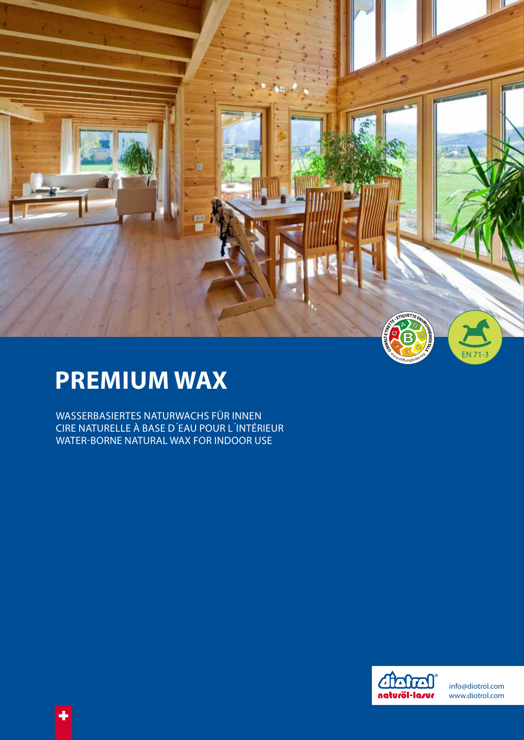# PREMIUM WAX

WASSERBASIERTES NATURWACHS FÜR INNEN
CIRE NATURELLE À BASE D´EAU POUR L´INTÉRIEUR
WATER-BORNE NATURAL WAX FOR INDOOR USE

EN 71-3

info@diotrol.com
www.diotrol.com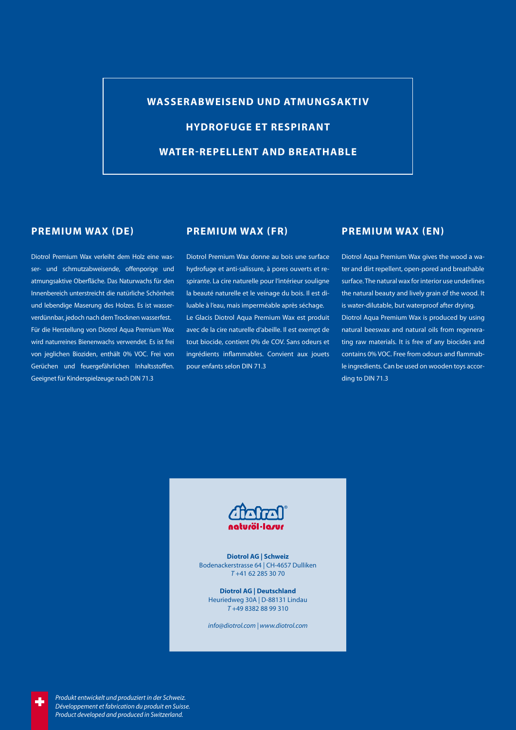**WASSERABWEISEND UND ATMUNGSAKTIV**

**HYDROFUGE ET RESPIRANT**

**WATER-REPELLENT AND BREATHABLE**

## PREMIUM WAX (DE)

Diotrol Premium Wax verleiht dem Holz eine wasser- und schmutzabweisende, offenporige und atmungsaktive Oberfläche. Das Naturwachs für den Innenbereich unterstreicht die natürliche Schönheit und lebendige Maserung des Holzes. Es ist wasserverdünnbar, jedoch nach dem Trocknen wasserfest. Für die Herstellung von Diotrol Aqua Premium Wax wird naturreines Bienenwachs verwendet. Es ist frei von jeglichen Bioziden, enthält 0% VOC. Frei von Gerüchen und feuergefährlichen Inhaltsstoffen. Geeignet für Kinderspielzeuge nach DIN 71.3

## PREMIUM WAX (FR)

Diotrol Premium Wax donne au bois une surface hydrofuge et anti-salissure, à pores ouverts et respirante. La cire naturelle pour l'intérieur souligne la beauté naturelle et le veinage du bois. Il est diluable à l'eau, mais imperméable après séchage. Le Glacis Diotrol Aqua Premium Wax est produit avec de la cire naturelle d'abeille. Il est exempt de tout biocide, contient 0% de COV. Sans odeurs et ingrédients inflammables. Convient aux jouets pour enfants selon DIN 71.3

## PREMIUM WAX (EN)

Diotrol Aqua Premium Wax gives the wood a water and dirt repellent, open-pored and breathable surface. The natural wax for interior use underlines the natural beauty and lively grain of the wood. It is water-dilutable, but waterproof after drying. Diotrol Aqua Premium Wax is produced by using natural beeswax and natural oils from regenerating raw materials. It is free of any biocides and contains 0% VOC. Free from odours and flammable ingredients. Can be used on wooden toys according to DIN 71.3

diotrol®
naturöl-lasur

**Diotrol AG | Schweiz**
Bodenackerstrasse 64 | CH-4657 Dulliken
*T* +41 62 285 30 70

**Diotrol AG | Deutschland**
Heuriedweg 30A | D-88131 Lindau
*T* +49 8382 88 99 310

*info@diotrol.com | www.diotrol.com*

*Produkt entwickelt und produziert in der Schweiz.*
*Développement et fabrication du produit en Suisse.*
*Product developed and produced in Switzerland.*